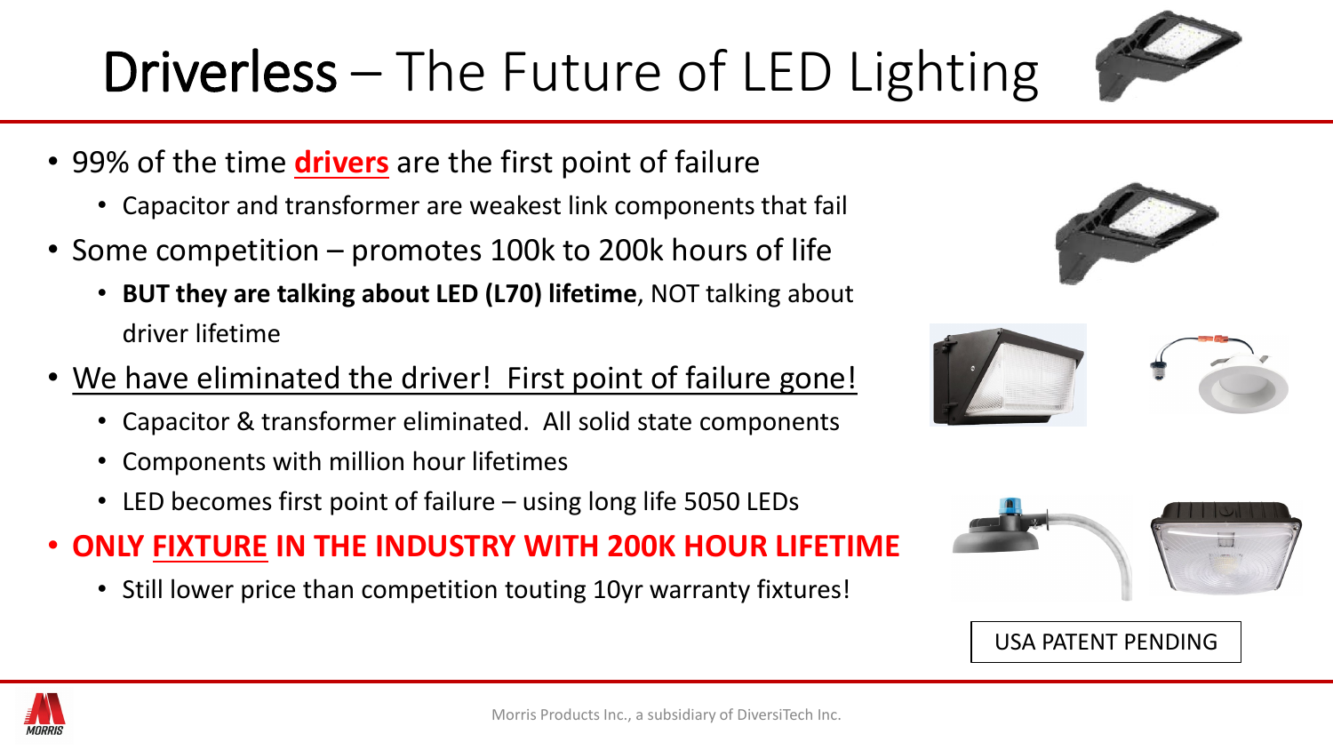# Driverless – The Future of LED Lighting

- 99% of the time **drivers** are the first point of failure
  - Capacitor and transformer are weakest link components that fail
- Some competition – promotes 100k to 200k hours of life
  - **BUT they are talking about LED (L70) lifetime**, NOT talking about driver lifetime
- We have eliminated the driver!  First point of failure gone!
  - Capacitor & transformer eliminated.  All solid state components
  - Components with million hour lifetimes
  - LED becomes first point of failure – using long life 5050 LEDs
- **ONLY FIXTURE IN THE INDUSTRY WITH 200K HOUR LIFETIME**
  - Still lower price than competition touting 10yr warranty fixtures!

USA PATENT PENDING

Morris Products Inc., a subsidiary of DiversiTech Inc.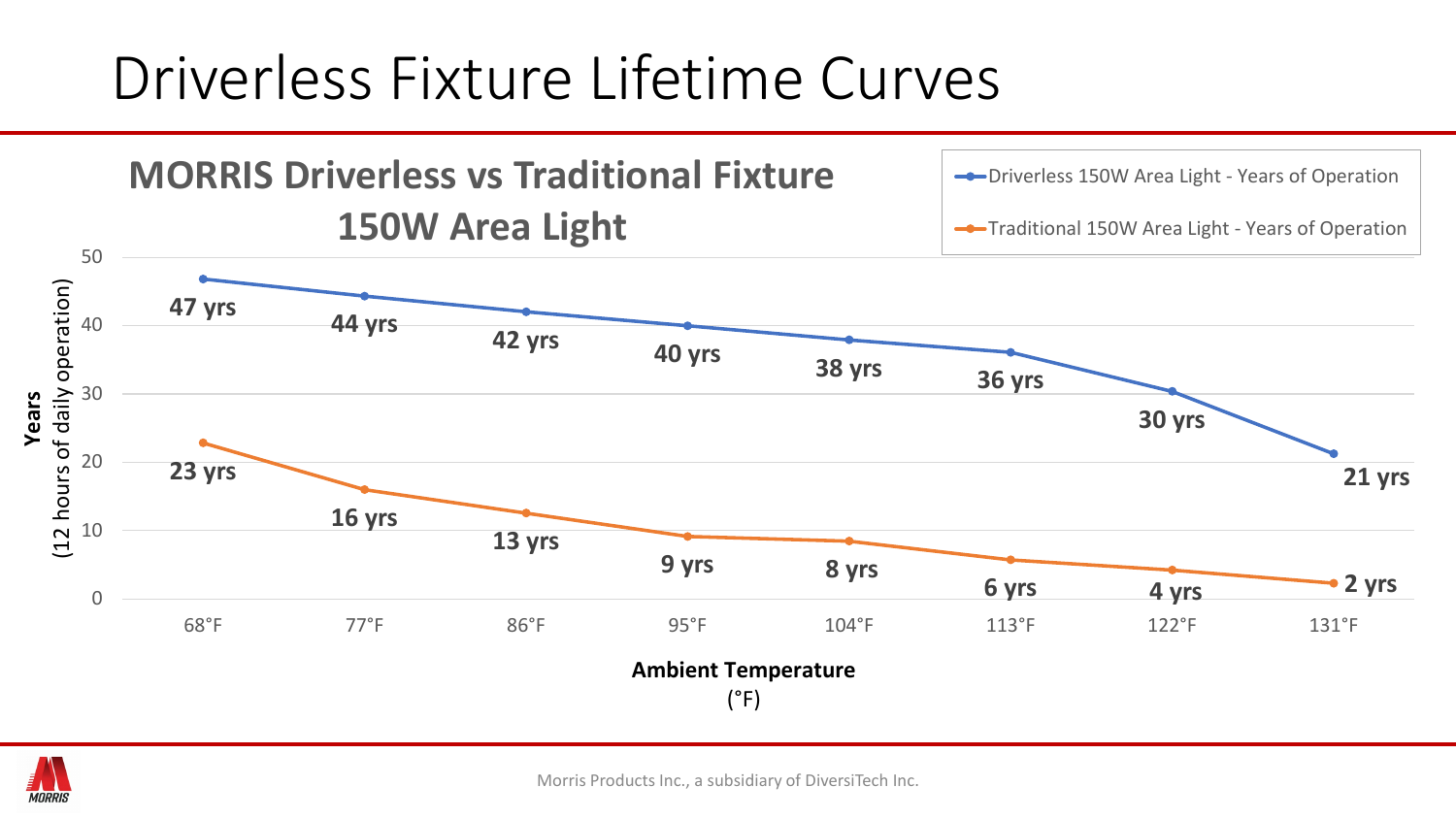# Driverless Fixture Lifetime Curves

## MORRIS Driverless vs Traditional Fixture 150W Area Light

| Ambient Temperature (°F) | Driverless 150W Area Light - Years of Operation | Traditional 150W Area Light - Years of Operation |
|---|---|---|
| 68°F | 47 yrs | 23 yrs |
| 77°F | 44 yrs | 16 yrs |
| 86°F | 42 yrs | 13 yrs |
| 95°F | 40 yrs | 9 yrs |
| 104°F | 38 yrs | 8 yrs |
| 113°F | 36 yrs | 6 yrs |
| 122°F | 30 yrs | 4 yrs |
| 131°F | 21 yrs | 2 yrs |

**Years** (12 hours of daily operation)

**Ambient Temperature** (°F)

Morris Products Inc., a subsidiary of DiversiTech Inc.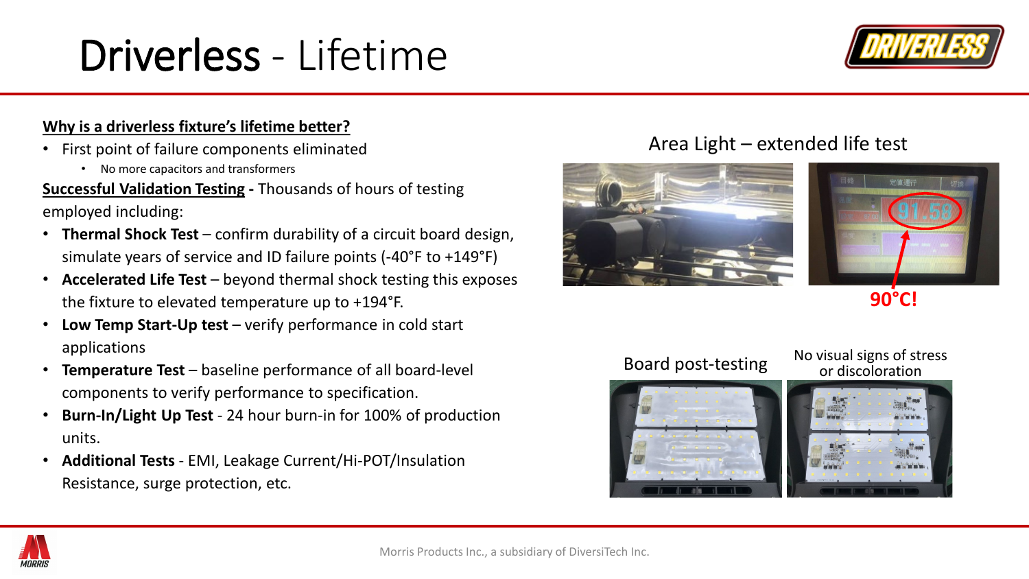# Driverless - Lifetime

**Why is a driverless fixture's lifetime better?**

- First point of failure components eliminated
  - No more capacitors and transformers

**Successful Validation Testing -** Thousands of hours of testing employed including:

- **Thermal Shock Test** – confirm durability of a circuit board design, simulate years of service and ID failure points (-40°F to +149°F)
- **Accelerated Life Test** – beyond thermal shock testing this exposes the fixture to elevated temperature up to +194°F.
- **Low Temp Start-Up test** – verify performance in cold start applications
- **Temperature Test** – baseline performance of all board-level components to verify performance to specification.
- **Burn-In/Light Up Test** - 24 hour burn-in for 100% of production units.
- **Additional Tests** - EMI, Leakage Current/Hi-POT/Insulation Resistance, surge protection, etc.

Area Light – extended life test

90°C!

Board post-testing

No visual signs of stress or discoloration

Morris Products Inc., a subsidiary of DiversiTech Inc.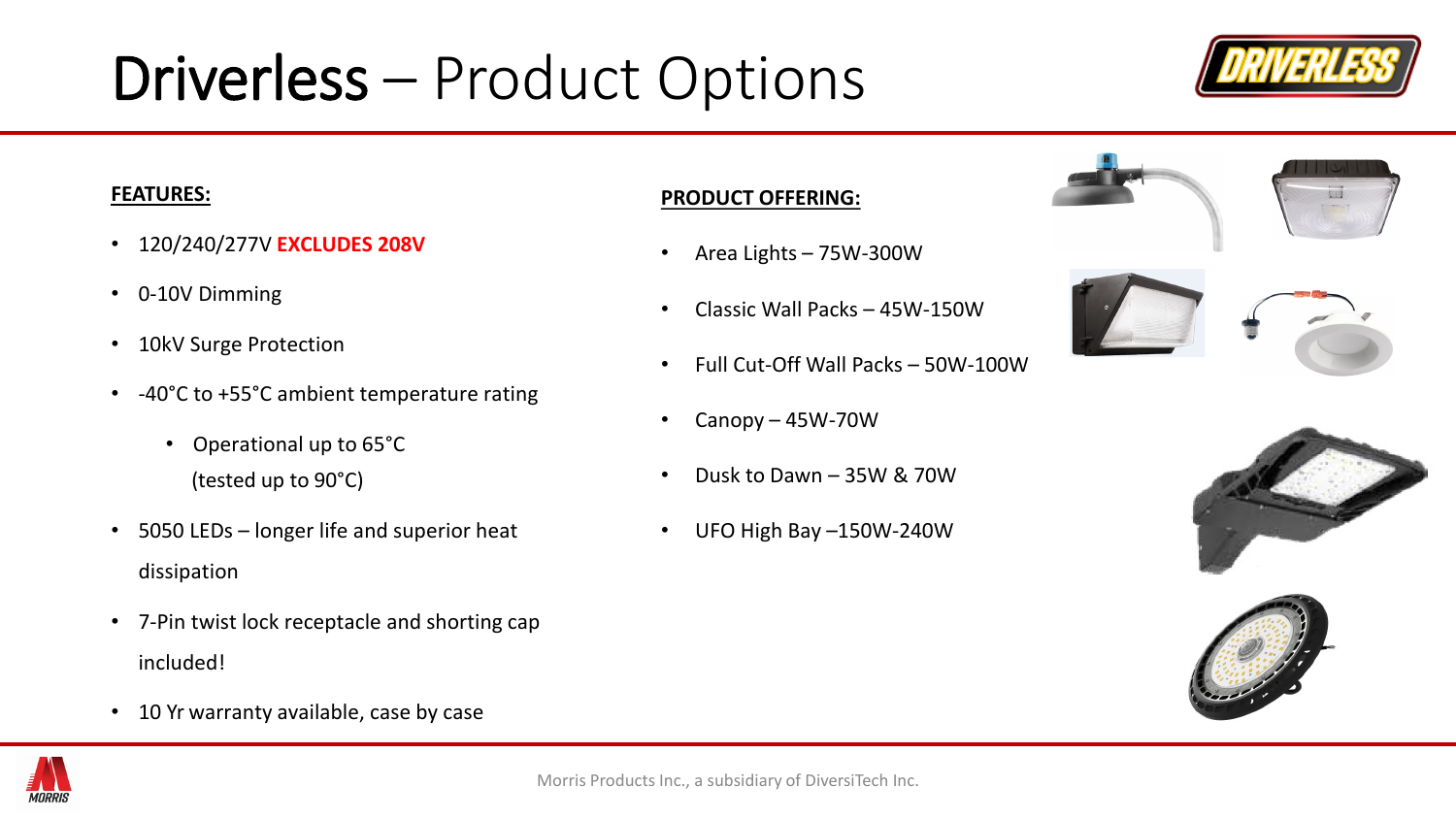# Driverless – Product Options

**FEATURES:**

- 120/240/277V **EXCLUDES 208V**
- 0-10V Dimming
- 10kV Surge Protection
- -40°C to +55°C ambient temperature rating
  - Operational up to 65°C (tested up to 90°C)
- 5050 LEDs – longer life and superior heat dissipation
- 7-Pin twist lock receptacle and shorting cap included!
- 10 Yr warranty available, case by case

**PRODUCT OFFERING:**

- Area Lights – 75W-300W
- Classic Wall Packs – 45W-150W
- Full Cut-Off Wall Packs – 50W-100W
- Canopy – 45W-70W
- Dusk to Dawn – 35W & 70W
- UFO High Bay –150W-240W

Morris Products Inc., a subsidiary of DiversiTech Inc.